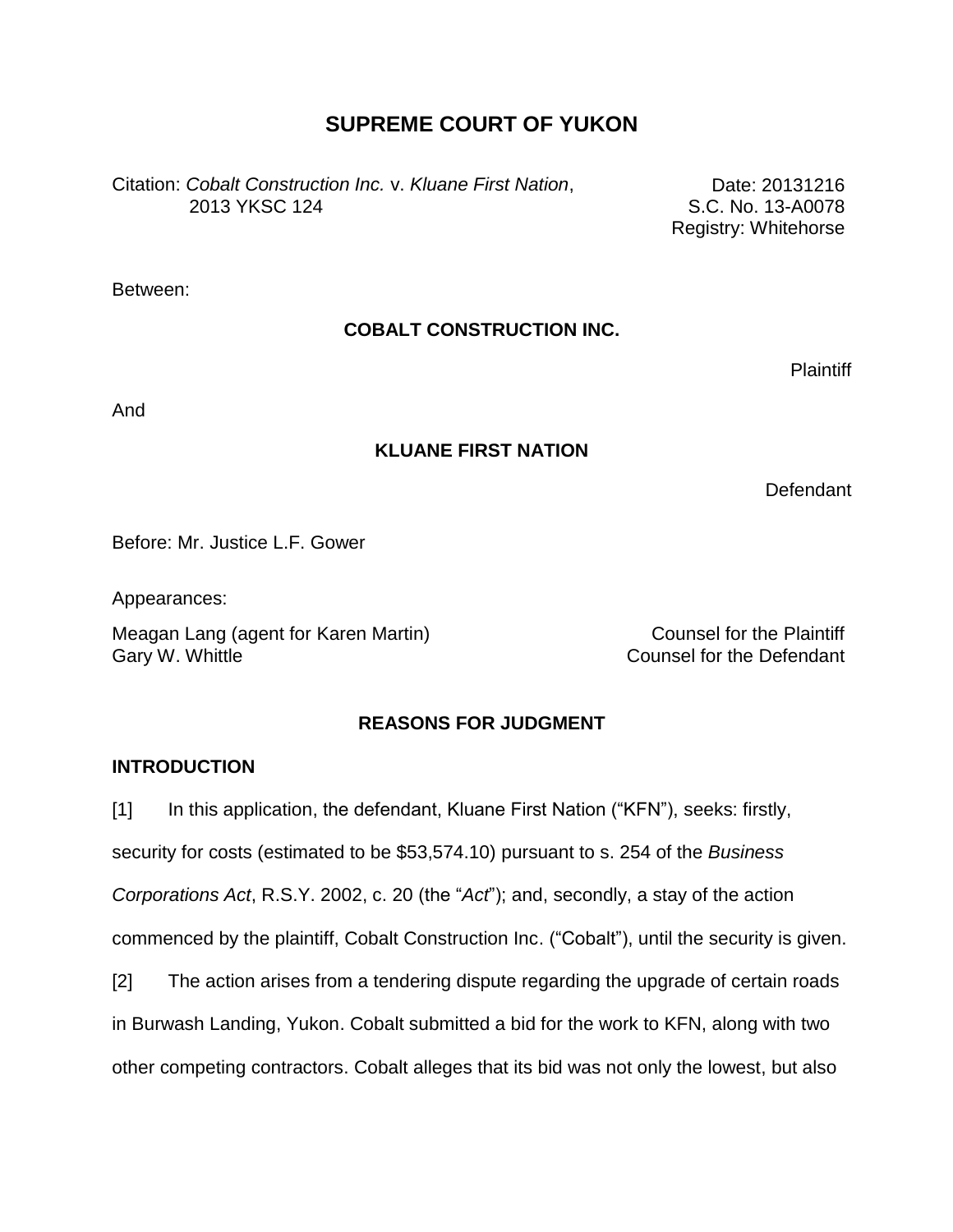# SUPREME COURT OF YUKON

Citation: *Cobalt Construction Inc.* v. *Kluane First Nation*, 2013 YKSC 124

Date: 20131216
S.C. No. 13-A0078
Registry: Whitehorse

Between:

**COBALT CONSTRUCTION INC.**

Plaintiff

And

**KLUANE FIRST NATION**

Defendant

Before: Mr. Justice L.F. Gower

Appearances:

Meagan Lang (agent for Karen Martin) — Counsel for the Plaintiff
Gary W. Whittle — Counsel for the Defendant

## REASONS FOR JUDGMENT

### INTRODUCTION

[1] In this application, the defendant, Kluane First Nation ("KFN"), seeks: firstly, security for costs (estimated to be $53,574.10) pursuant to s. 254 of the *Business Corporations Act*, R.S.Y. 2002, c. 20 (the "*Act*"); and, secondly, a stay of the action commenced by the plaintiff, Cobalt Construction Inc. ("Cobalt"), until the security is given.

[2] The action arises from a tendering dispute regarding the upgrade of certain roads in Burwash Landing, Yukon. Cobalt submitted a bid for the work to KFN, along with two other competing contractors. Cobalt alleges that its bid was not only the lowest, but also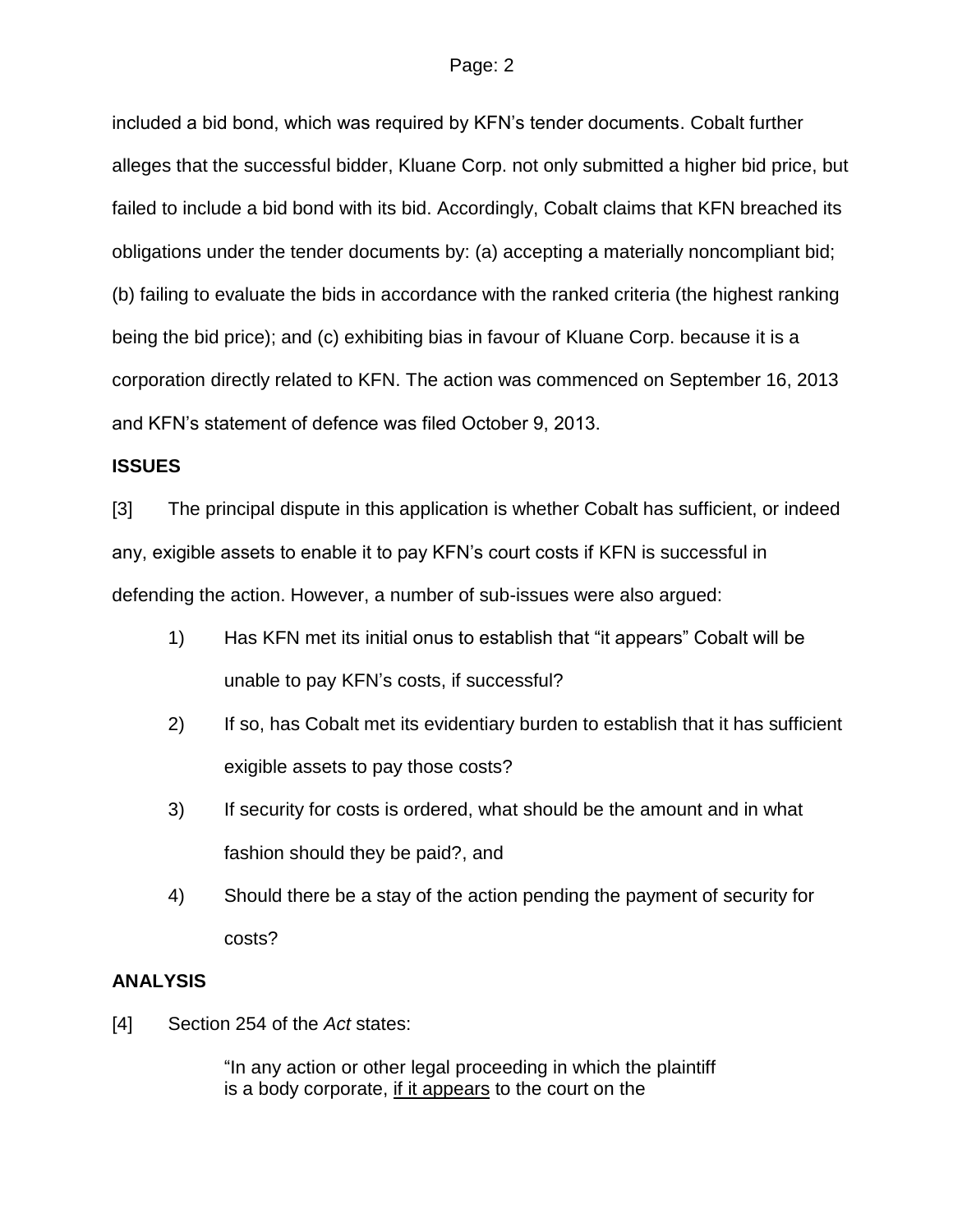included a bid bond, which was required by KFN's tender documents. Cobalt further alleges that the successful bidder, Kluane Corp. not only submitted a higher bid price, but failed to include a bid bond with its bid. Accordingly, Cobalt claims that KFN breached its obligations under the tender documents by: (a) accepting a materially noncompliant bid; (b) failing to evaluate the bids in accordance with the ranked criteria (the highest ranking being the bid price); and (c) exhibiting bias in favour of Kluane Corp. because it is a corporation directly related to KFN. The action was commenced on September 16, 2013 and KFN's statement of defence was filed October 9, 2013.

**ISSUES**

[3] The principal dispute in this application is whether Cobalt has sufficient, or indeed any, exigible assets to enable it to pay KFN's court costs if KFN is successful in defending the action. However, a number of sub-issues were also argued:

1) Has KFN met its initial onus to establish that "it appears" Cobalt will be unable to pay KFN's costs, if successful?

2) If so, has Cobalt met its evidentiary burden to establish that it has sufficient exigible assets to pay those costs?

3) If security for costs is ordered, what should be the amount and in what fashion should they be paid?, and

4) Should there be a stay of the action pending the payment of security for costs?

**ANALYSIS**

[4] Section 254 of the *Act* states:

> "In any action or other legal proceeding in which the plaintiff is a body corporate, <u>if it appears</u> to the court on the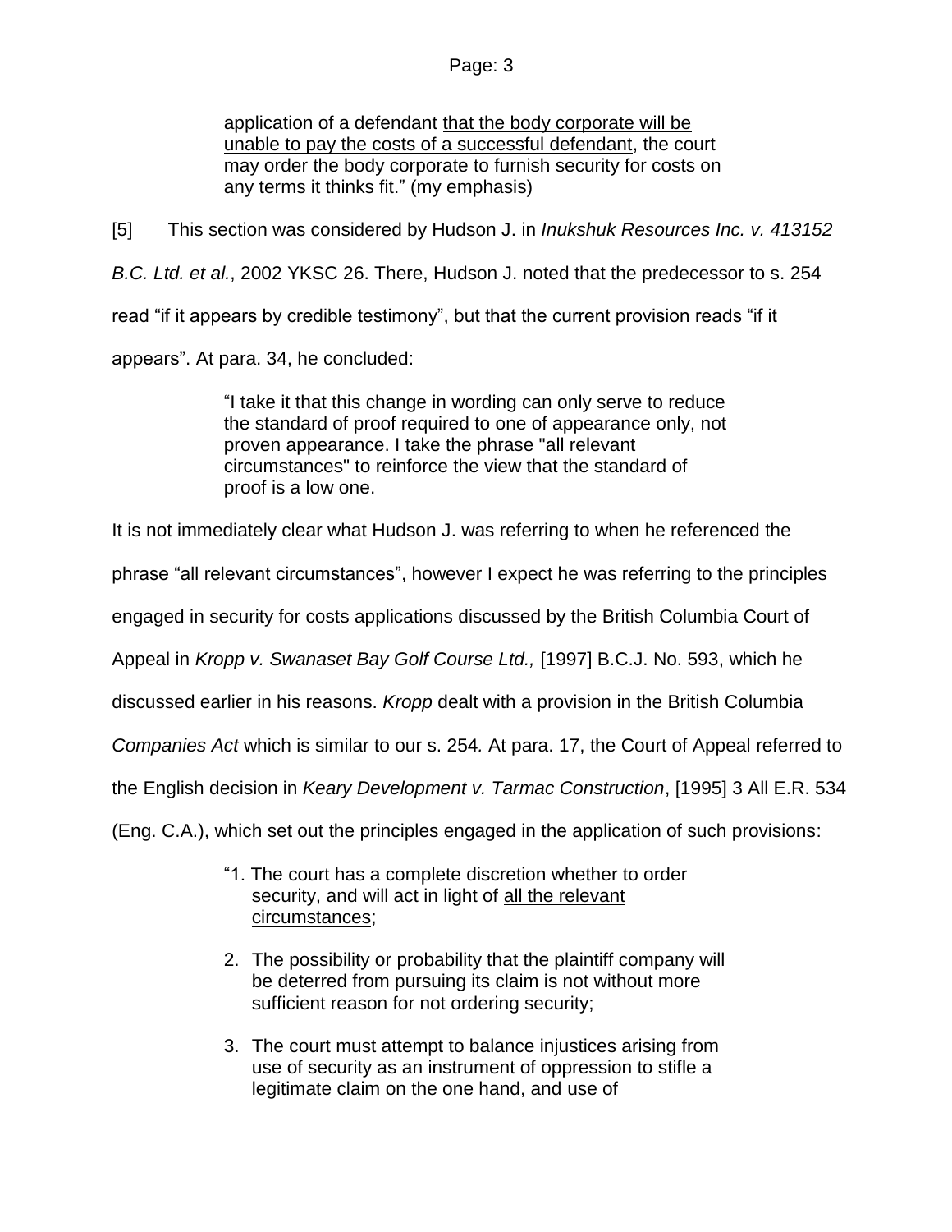> application of a defendant <u>that the body corporate will be unable to pay the costs of a successful defendant</u>, the court may order the body corporate to furnish security for costs on any terms it thinks fit." (my emphasis)

[5] This section was considered by Hudson J. in *Inukshuk Resources Inc. v. 413152 B.C. Ltd. et al.*, 2002 YKSC 26. There, Hudson J. noted that the predecessor to s. 254 read "if it appears by credible testimony", but that the current provision reads "if it appears". At para. 34, he concluded:

> "I take it that this change in wording can only serve to reduce the standard of proof required to one of appearance only, not proven appearance. I take the phrase "all relevant circumstances" to reinforce the view that the standard of proof is a low one.

It is not immediately clear what Hudson J. was referring to when he referenced the phrase "all relevant circumstances", however I expect he was referring to the principles engaged in security for costs applications discussed by the British Columbia Court of Appeal in *Kropp v. Swanaset Bay Golf Course Ltd.,* [1997] B.C.J. No. 593, which he discussed earlier in his reasons. *Kropp* dealt with a provision in the British Columbia *Companies Act* which is similar to our s. 254*.* At para. 17, the Court of Appeal referred to the English decision in *Keary Development v. Tarmac Construction*, [1995] 3 All E.R. 534 (Eng. C.A.), which set out the principles engaged in the application of such provisions:

> "1. The court has a complete discretion whether to order security, and will act in light of <u>all the relevant circumstances</u>;
>
> 2. The possibility or probability that the plaintiff company will be deterred from pursuing its claim is not without more sufficient reason for not ordering security;
>
> 3. The court must attempt to balance injustices arising from use of security as an instrument of oppression to stifle a legitimate claim on the one hand, and use of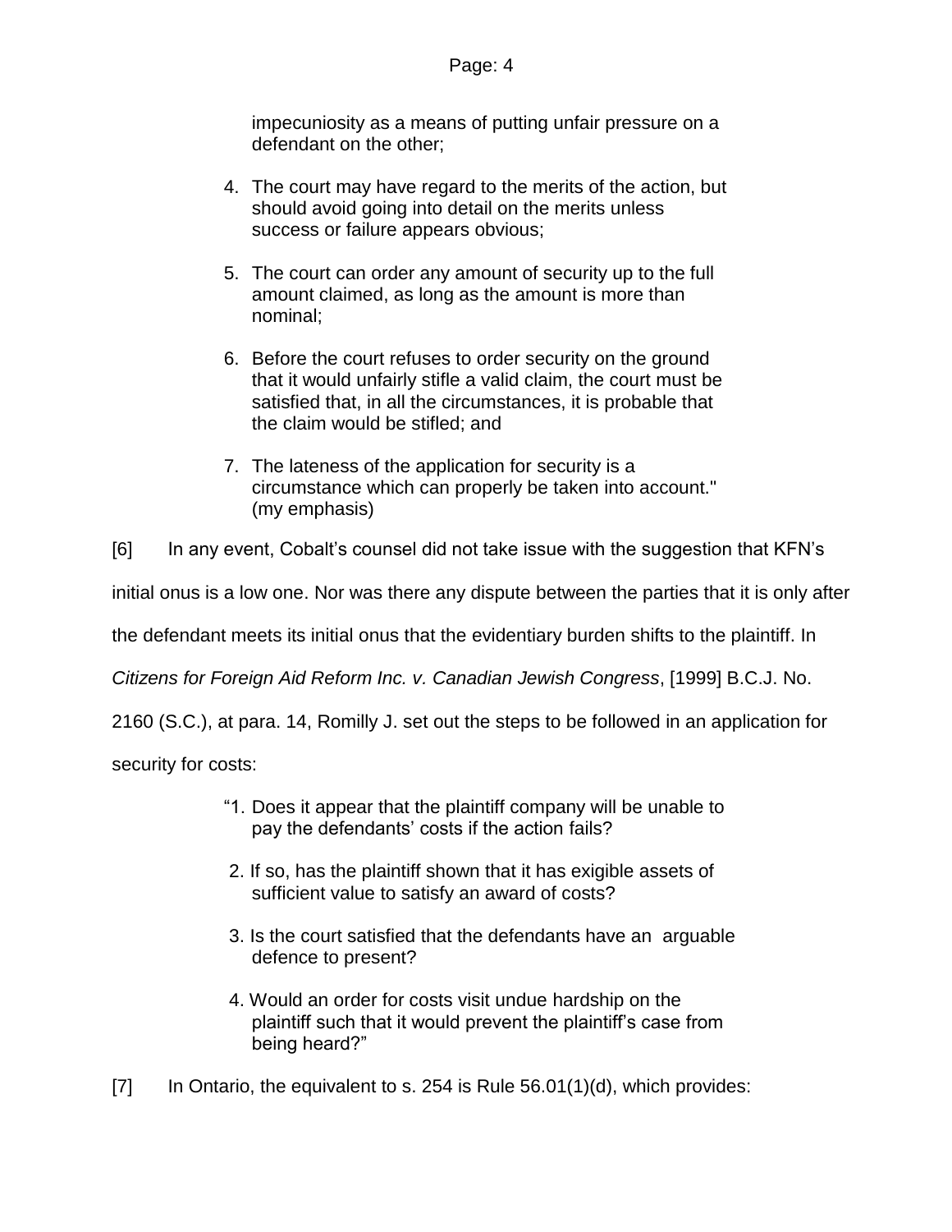> impecuniosity as a means of putting unfair pressure on a defendant on the other;
>
> 4. The court may have regard to the merits of the action, but should avoid going into detail on the merits unless success or failure appears obvious;
>
> 5. The court can order any amount of security up to the full amount claimed, as long as the amount is more than nominal;
>
> 6. Before the court refuses to order security on the ground that it would unfairly stifle a valid claim, the court must be satisfied that, in all the circumstances, it is probable that the claim would be stifled; and
>
> 7. The lateness of the application for security is a circumstance which can properly be taken into account." (my emphasis)

[6] In any event, Cobalt's counsel did not take issue with the suggestion that KFN's initial onus is a low one. Nor was there any dispute between the parties that it is only after the defendant meets its initial onus that the evidentiary burden shifts to the plaintiff. In *Citizens for Foreign Aid Reform Inc. v. Canadian Jewish Congress*, [1999] B.C.J. No. 2160 (S.C.), at para. 14, Romilly J. set out the steps to be followed in an application for security for costs:

> "1. Does it appear that the plaintiff company will be unable to pay the defendants' costs if the action fails?
>
> 2. If so, has the plaintiff shown that it has exigible assets of sufficient value to satisfy an award of costs?
>
> 3. Is the court satisfied that the defendants have an arguable defence to present?
>
> 4. Would an order for costs visit undue hardship on the plaintiff such that it would prevent the plaintiff's case from being heard?"

[7] In Ontario, the equivalent to s. 254 is Rule 56.01(1)(d), which provides: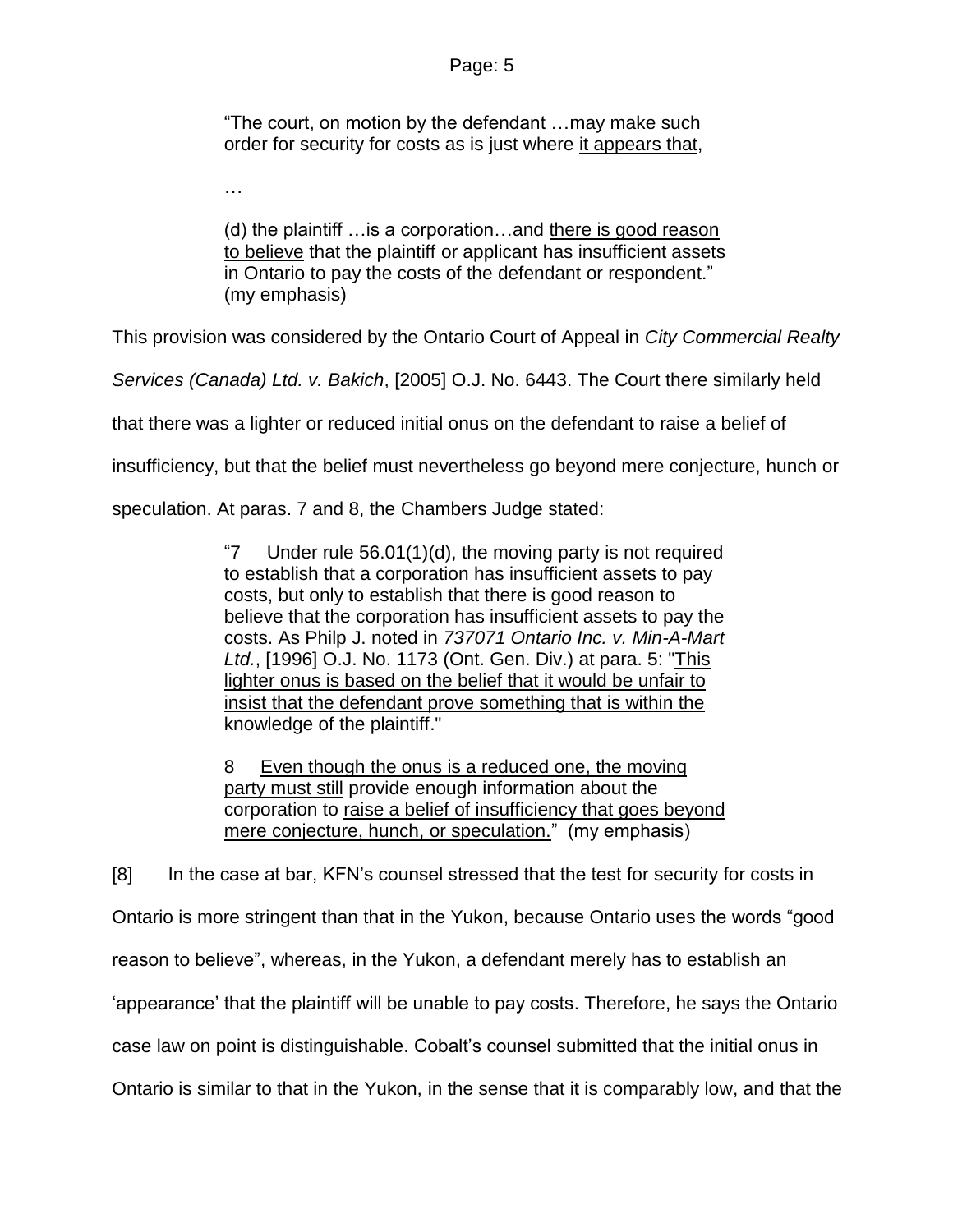> "The court, on motion by the defendant …may make such order for security for costs as is just where <u>it appears that</u>,
>
> …
>
> (d) the plaintiff …is a corporation…and <u>there is good reason to believe</u> that the plaintiff or applicant has insufficient assets in Ontario to pay the costs of the defendant or respondent." (my emphasis)

This provision was considered by the Ontario Court of Appeal in *City Commercial Realty Services (Canada) Ltd. v. Bakich*, [2005] O.J. No. 6443. The Court there similarly held that there was a lighter or reduced initial onus on the defendant to raise a belief of insufficiency, but that the belief must nevertheless go beyond mere conjecture, hunch or speculation. At paras. 7 and 8, the Chambers Judge stated:

> "7 Under rule 56.01(1)(d), the moving party is not required to establish that a corporation has insufficient assets to pay costs, but only to establish that there is good reason to believe that the corporation has insufficient assets to pay the costs. As Philp J. noted in *737071 Ontario Inc. v. Min-A-Mart Ltd.*, [1996] O.J. No. 1173 (Ont. Gen. Div.) at para. 5: "<u>This lighter onus is based on the belief that it would be unfair to insist that the defendant prove something that is within the knowledge of the plaintiff</u>."
>
> 8 <u>Even though the onus is a reduced one, the moving party must still</u> provide enough information about the corporation to <u>raise a belief of insufficiency that goes beyond mere conjecture, hunch, or speculation.</u>" (my emphasis)

[8] In the case at bar, KFN's counsel stressed that the test for security for costs in Ontario is more stringent than that in the Yukon, because Ontario uses the words "good reason to believe", whereas, in the Yukon, a defendant merely has to establish an 'appearance' that the plaintiff will be unable to pay costs. Therefore, he says the Ontario case law on point is distinguishable. Cobalt's counsel submitted that the initial onus in Ontario is similar to that in the Yukon, in the sense that it is comparably low, and that the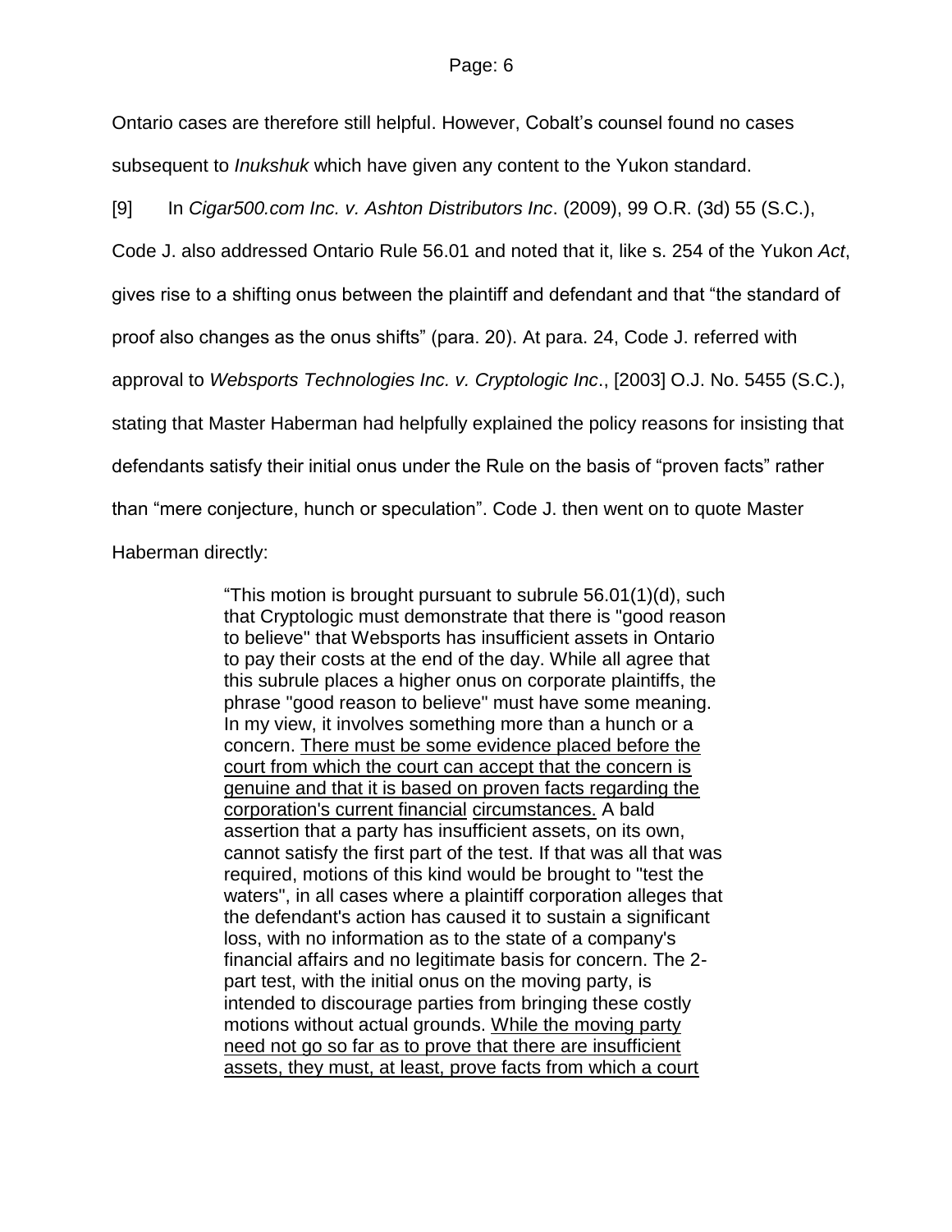Ontario cases are therefore still helpful. However, Cobalt's counsel found no cases subsequent to *Inukshuk* which have given any content to the Yukon standard.

[9] In *Cigar500.com Inc. v. Ashton Distributors Inc*. (2009), 99 O.R. (3d) 55 (S.C.), Code J. also addressed Ontario Rule 56.01 and noted that it, like s. 254 of the Yukon *Act*, gives rise to a shifting onus between the plaintiff and defendant and that "the standard of proof also changes as the onus shifts" (para. 20). At para. 24, Code J. referred with approval to *Websports Technologies Inc. v. Cryptologic Inc*., [2003] O.J. No. 5455 (S.C.), stating that Master Haberman had helpfully explained the policy reasons for insisting that defendants satisfy their initial onus under the Rule on the basis of "proven facts" rather than "mere conjecture, hunch or speculation". Code J. then went on to quote Master Haberman directly:

> "This motion is brought pursuant to subrule 56.01(1)(d), such that Cryptologic must demonstrate that there is "good reason to believe" that Websports has insufficient assets in Ontario to pay their costs at the end of the day. While all agree that this subrule places a higher onus on corporate plaintiffs, the phrase "good reason to believe" must have some meaning. In my view, it involves something more than a hunch or a concern. <u>There must be some evidence placed before the court from which the court can accept that the concern is genuine and that it is based on proven facts regarding the corporation's current financial circumstances.</u> A bald assertion that a party has insufficient assets, on its own, cannot satisfy the first part of the test. If that was all that was required, motions of this kind would be brought to "test the waters", in all cases where a plaintiff corporation alleges that the defendant's action has caused it to sustain a significant loss, with no information as to the state of a company's financial affairs and no legitimate basis for concern. The 2-part test, with the initial onus on the moving party, is intended to discourage parties from bringing these costly motions without actual grounds. <u>While the moving party need not go so far as to prove that there are insufficient assets, they must, at least, prove facts from which a court</u>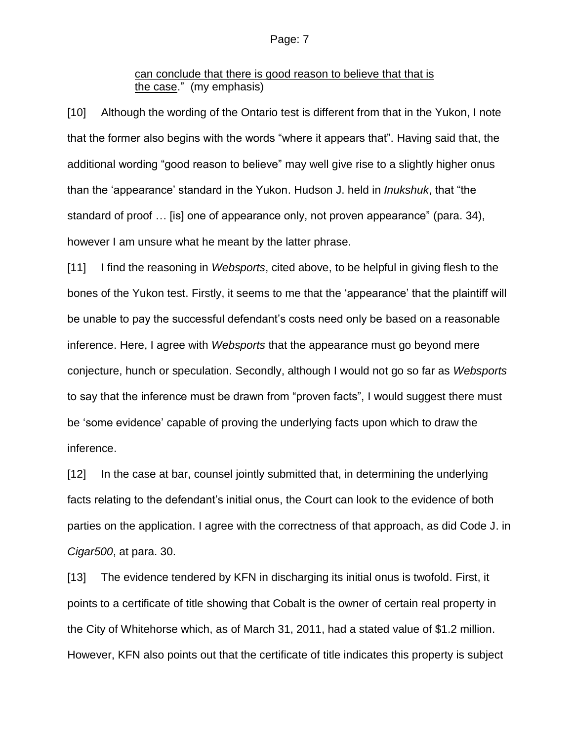can conclude that there is good reason to believe that that is the case." (my emphasis)

[10] Although the wording of the Ontario test is different from that in the Yukon, I note that the former also begins with the words "where it appears that". Having said that, the additional wording "good reason to believe" may well give rise to a slightly higher onus than the 'appearance' standard in the Yukon. Hudson J. held in *Inukshuk*, that "the standard of proof … [is] one of appearance only, not proven appearance" (para. 34), however I am unsure what he meant by the latter phrase.

[11] I find the reasoning in *Websports*, cited above, to be helpful in giving flesh to the bones of the Yukon test. Firstly, it seems to me that the 'appearance' that the plaintiff will be unable to pay the successful defendant's costs need only be based on a reasonable inference. Here, I agree with *Websports* that the appearance must go beyond mere conjecture, hunch or speculation. Secondly, although I would not go so far as *Websports* to say that the inference must be drawn from "proven facts", I would suggest there must be 'some evidence' capable of proving the underlying facts upon which to draw the inference.

[12] In the case at bar, counsel jointly submitted that, in determining the underlying facts relating to the defendant's initial onus, the Court can look to the evidence of both parties on the application. I agree with the correctness of that approach, as did Code J. in *Cigar500*, at para. 30.

[13] The evidence tendered by KFN in discharging its initial onus is twofold. First, it points to a certificate of title showing that Cobalt is the owner of certain real property in the City of Whitehorse which, as of March 31, 2011, had a stated value of $1.2 million. However, KFN also points out that the certificate of title indicates this property is subject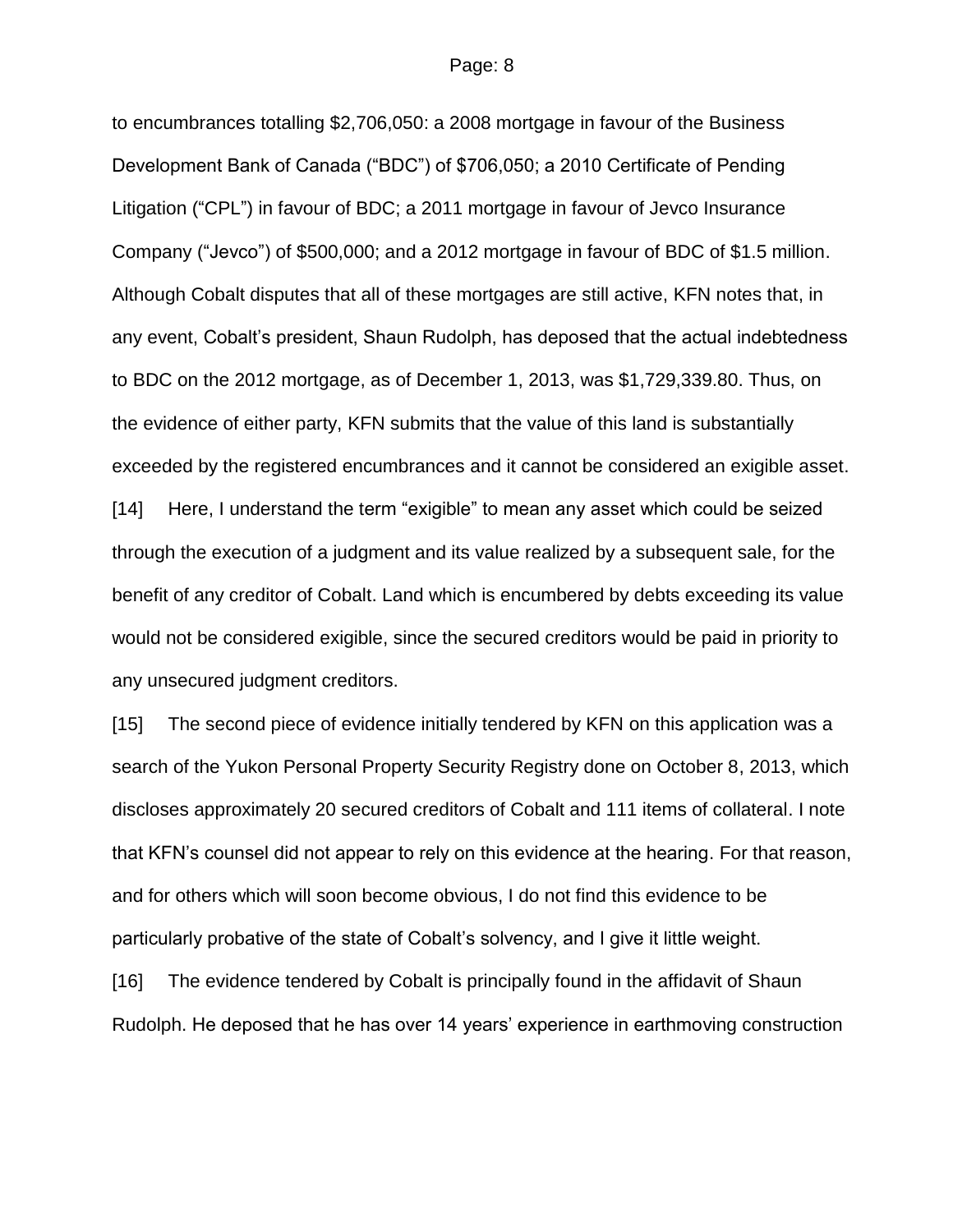to encumbrances totalling $2,706,050: a 2008 mortgage in favour of the Business Development Bank of Canada ("BDC") of $706,050; a 2010 Certificate of Pending Litigation ("CPL") in favour of BDC; a 2011 mortgage in favour of Jevco Insurance Company ("Jevco") of $500,000; and a 2012 mortgage in favour of BDC of $1.5 million. Although Cobalt disputes that all of these mortgages are still active, KFN notes that, in any event, Cobalt's president, Shaun Rudolph, has deposed that the actual indebtedness to BDC on the 2012 mortgage, as of December 1, 2013, was $1,729,339.80. Thus, on the evidence of either party, KFN submits that the value of this land is substantially exceeded by the registered encumbrances and it cannot be considered an exigible asset.

[14] Here, I understand the term "exigible" to mean any asset which could be seized through the execution of a judgment and its value realized by a subsequent sale, for the benefit of any creditor of Cobalt. Land which is encumbered by debts exceeding its value would not be considered exigible, since the secured creditors would be paid in priority to any unsecured judgment creditors.

[15] The second piece of evidence initially tendered by KFN on this application was a search of the Yukon Personal Property Security Registry done on October 8, 2013, which discloses approximately 20 secured creditors of Cobalt and 111 items of collateral. I note that KFN's counsel did not appear to rely on this evidence at the hearing. For that reason, and for others which will soon become obvious, I do not find this evidence to be particularly probative of the state of Cobalt's solvency, and I give it little weight.

[16] The evidence tendered by Cobalt is principally found in the affidavit of Shaun Rudolph. He deposed that he has over 14 years' experience in earthmoving construction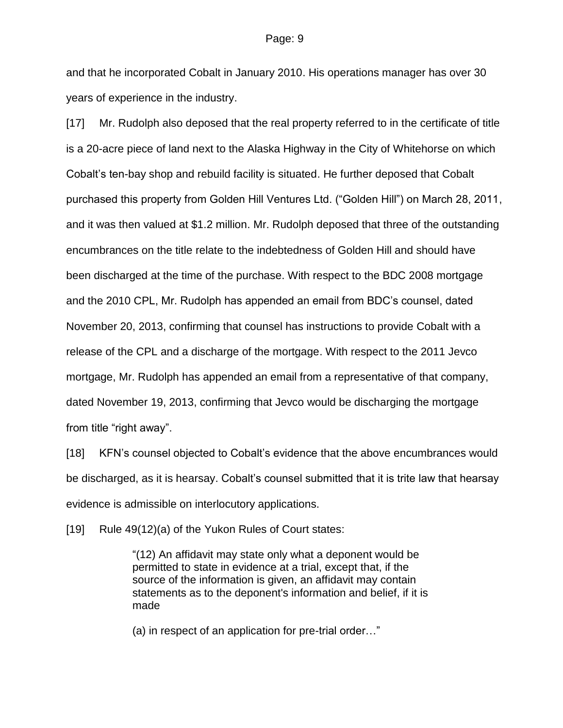and that he incorporated Cobalt in January 2010. His operations manager has over 30 years of experience in the industry.

[17] Mr. Rudolph also deposed that the real property referred to in the certificate of title is a 20-acre piece of land next to the Alaska Highway in the City of Whitehorse on which Cobalt's ten-bay shop and rebuild facility is situated. He further deposed that Cobalt purchased this property from Golden Hill Ventures Ltd. ("Golden Hill") on March 28, 2011, and it was then valued at $1.2 million. Mr. Rudolph deposed that three of the outstanding encumbrances on the title relate to the indebtedness of Golden Hill and should have been discharged at the time of the purchase. With respect to the BDC 2008 mortgage and the 2010 CPL, Mr. Rudolph has appended an email from BDC's counsel, dated November 20, 2013, confirming that counsel has instructions to provide Cobalt with a release of the CPL and a discharge of the mortgage. With respect to the 2011 Jevco mortgage, Mr. Rudolph has appended an email from a representative of that company, dated November 19, 2013, confirming that Jevco would be discharging the mortgage from title "right away".

[18] KFN's counsel objected to Cobalt's evidence that the above encumbrances would be discharged, as it is hearsay. Cobalt's counsel submitted that it is trite law that hearsay evidence is admissible on interlocutory applications.

[19] Rule 49(12)(a) of the Yukon Rules of Court states:

> "(12) An affidavit may state only what a deponent would be permitted to state in evidence at a trial, except that, if the source of the information is given, an affidavit may contain statements as to the deponent's information and belief, if it is made
>
> (a) in respect of an application for pre-trial order…"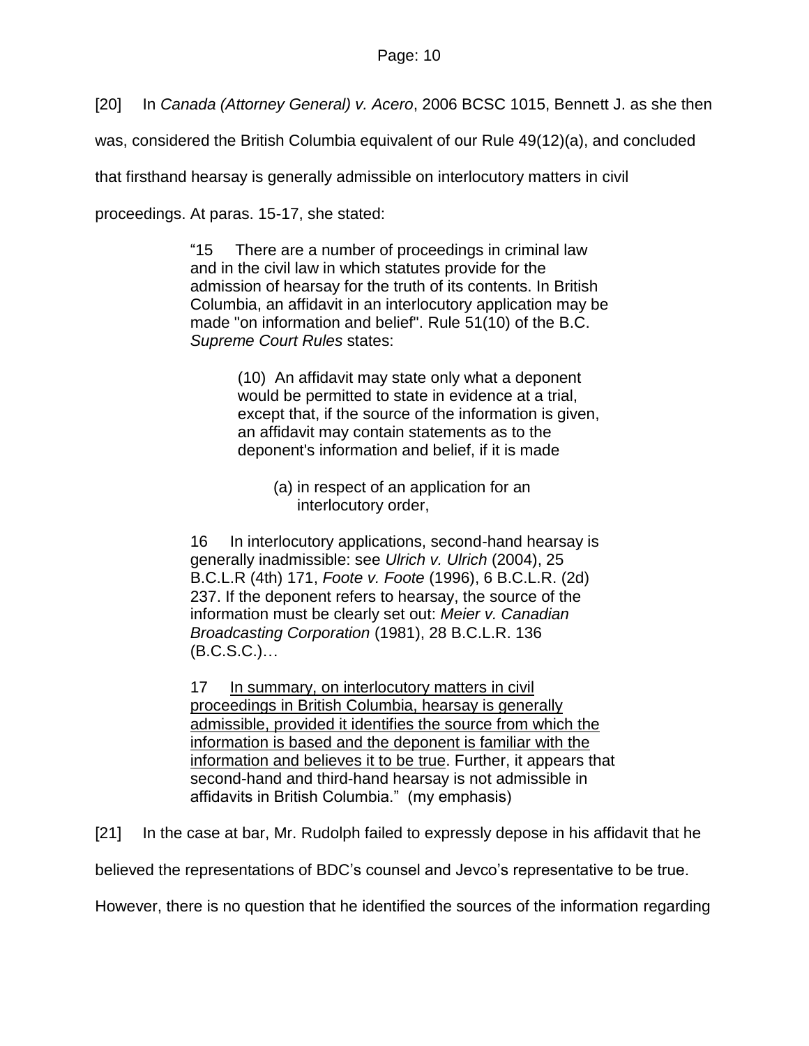[20] In *Canada (Attorney General) v. Acero*, 2006 BCSC 1015, Bennett J. as she then was, considered the British Columbia equivalent of our Rule 49(12)(a), and concluded that firsthand hearsay is generally admissible on interlocutory matters in civil proceedings. At paras. 15-17, she stated:

> "15 There are a number of proceedings in criminal law and in the civil law in which statutes provide for the admission of hearsay for the truth of its contents. In British Columbia, an affidavit in an interlocutory application may be made "on information and belief". Rule 51(10) of the B.C. *Supreme Court Rules* states:
>
> > (10) An affidavit may state only what a deponent would be permitted to state in evidence at a trial, except that, if the source of the information is given, an affidavit may contain statements as to the deponent's information and belief, if it is made
> >
> > > (a) in respect of an application for an interlocutory order,
>
> 16 In interlocutory applications, second-hand hearsay is generally inadmissible: see *Ulrich v. Ulrich* (2004), 25 B.C.L.R (4th) 171, *Foote v. Foote* (1996), 6 B.C.L.R. (2d) 237. If the deponent refers to hearsay, the source of the information must be clearly set out: *Meier v. Canadian Broadcasting Corporation* (1981), 28 B.C.L.R. 136 (B.C.S.C.)…
>
> 17 <u>In summary, on interlocutory matters in civil proceedings in British Columbia, hearsay is generally admissible, provided it identifies the source from which the information is based and the deponent is familiar with the information and believes it to be true</u>. Further, it appears that second-hand and third-hand hearsay is not admissible in affidavits in British Columbia." (my emphasis)

[21] In the case at bar, Mr. Rudolph failed to expressly depose in his affidavit that he believed the representations of BDC's counsel and Jevco's representative to be true. However, there is no question that he identified the sources of the information regarding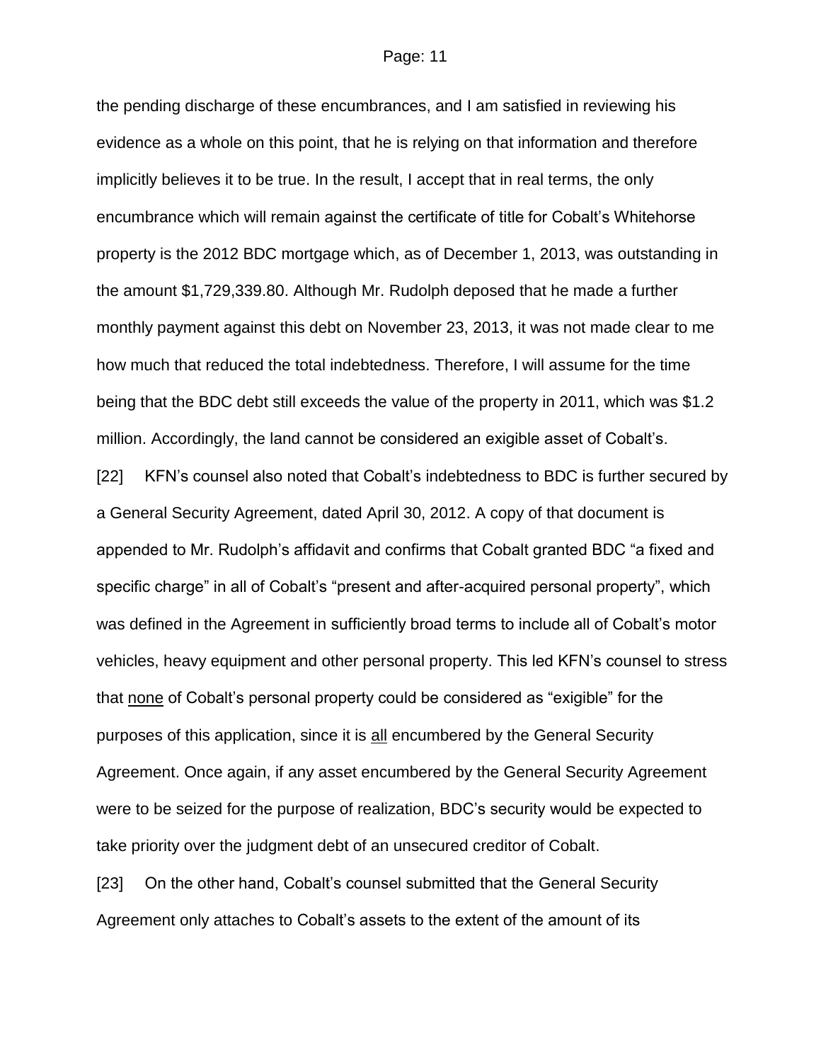the pending discharge of these encumbrances, and I am satisfied in reviewing his evidence as a whole on this point, that he is relying on that information and therefore implicitly believes it to be true. In the result, I accept that in real terms, the only encumbrance which will remain against the certificate of title for Cobalt's Whitehorse property is the 2012 BDC mortgage which, as of December 1, 2013, was outstanding in the amount $1,729,339.80. Although Mr. Rudolph deposed that he made a further monthly payment against this debt on November 23, 2013, it was not made clear to me how much that reduced the total indebtedness. Therefore, I will assume for the time being that the BDC debt still exceeds the value of the property in 2011, which was $1.2 million. Accordingly, the land cannot be considered an exigible asset of Cobalt's.

[22] KFN's counsel also noted that Cobalt's indebtedness to BDC is further secured by a General Security Agreement, dated April 30, 2012. A copy of that document is appended to Mr. Rudolph's affidavit and confirms that Cobalt granted BDC "a fixed and specific charge" in all of Cobalt's "present and after-acquired personal property", which was defined in the Agreement in sufficiently broad terms to include all of Cobalt's motor vehicles, heavy equipment and other personal property. This led KFN's counsel to stress that <u>none</u> of Cobalt's personal property could be considered as "exigible" for the purposes of this application, since it is <u>all</u> encumbered by the General Security Agreement. Once again, if any asset encumbered by the General Security Agreement were to be seized for the purpose of realization, BDC's security would be expected to take priority over the judgment debt of an unsecured creditor of Cobalt.

[23] On the other hand, Cobalt's counsel submitted that the General Security Agreement only attaches to Cobalt's assets to the extent of the amount of its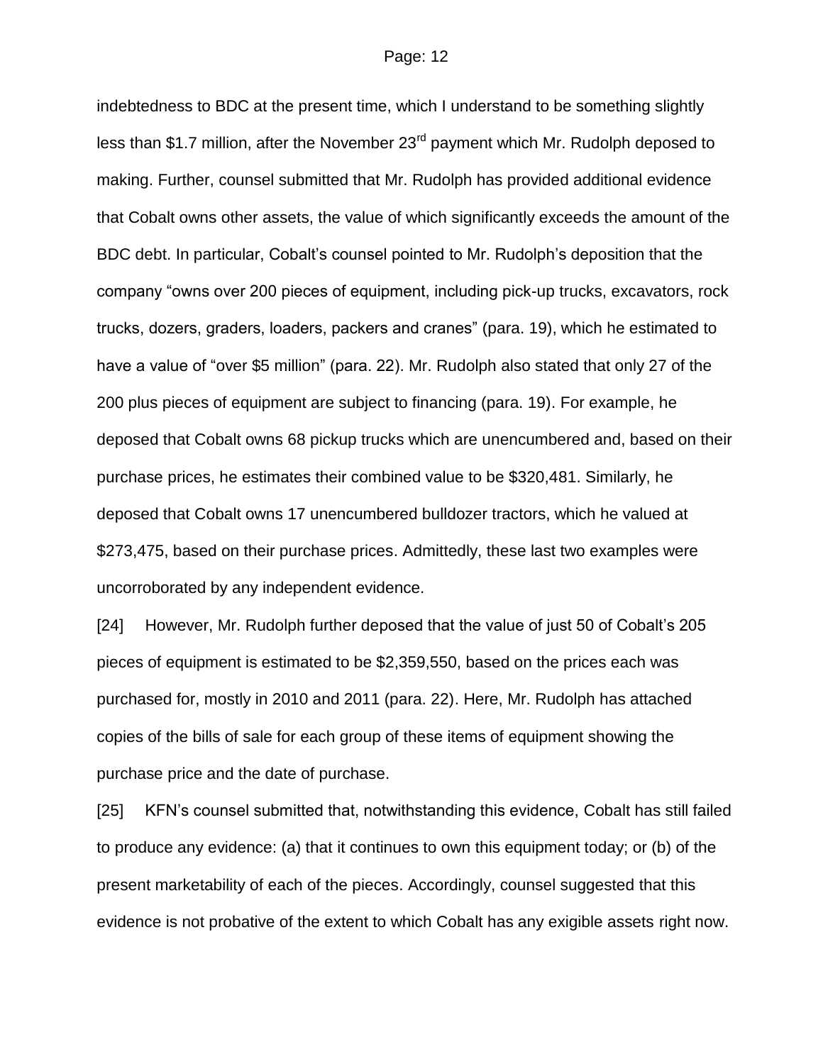indebtedness to BDC at the present time, which I understand to be something slightly less than $1.7 million, after the November 23rd payment which Mr. Rudolph deposed to making. Further, counsel submitted that Mr. Rudolph has provided additional evidence that Cobalt owns other assets, the value of which significantly exceeds the amount of the BDC debt. In particular, Cobalt's counsel pointed to Mr. Rudolph's deposition that the company "owns over 200 pieces of equipment, including pick-up trucks, excavators, rock trucks, dozers, graders, loaders, packers and cranes" (para. 19), which he estimated to have a value of "over $5 million" (para. 22). Mr. Rudolph also stated that only 27 of the 200 plus pieces of equipment are subject to financing (para. 19). For example, he deposed that Cobalt owns 68 pickup trucks which are unencumbered and, based on their purchase prices, he estimates their combined value to be $320,481. Similarly, he deposed that Cobalt owns 17 unencumbered bulldozer tractors, which he valued at $273,475, based on their purchase prices. Admittedly, these last two examples were uncorroborated by any independent evidence.

[24] However, Mr. Rudolph further deposed that the value of just 50 of Cobalt's 205 pieces of equipment is estimated to be $2,359,550, based on the prices each was purchased for, mostly in 2010 and 2011 (para. 22). Here, Mr. Rudolph has attached copies of the bills of sale for each group of these items of equipment showing the purchase price and the date of purchase.

[25] KFN's counsel submitted that, notwithstanding this evidence, Cobalt has still failed to produce any evidence: (a) that it continues to own this equipment today; or (b) of the present marketability of each of the pieces. Accordingly, counsel suggested that this evidence is not probative of the extent to which Cobalt has any exigible assets right now.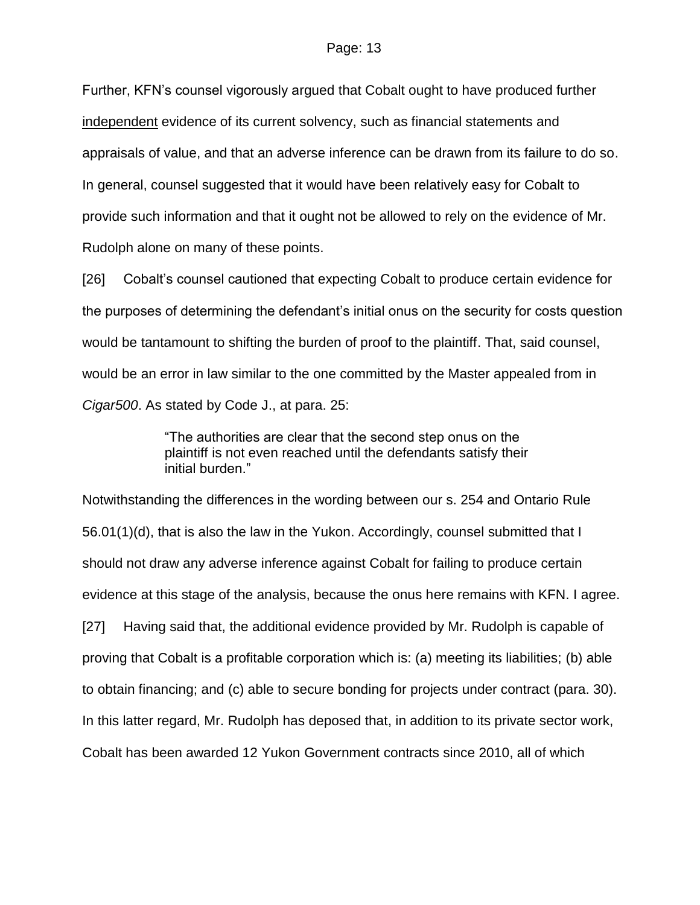Further, KFN's counsel vigorously argued that Cobalt ought to have produced further <u>independent</u> evidence of its current solvency, such as financial statements and appraisals of value, and that an adverse inference can be drawn from its failure to do so. In general, counsel suggested that it would have been relatively easy for Cobalt to provide such information and that it ought not be allowed to rely on the evidence of Mr. Rudolph alone on many of these points.

[26] Cobalt's counsel cautioned that expecting Cobalt to produce certain evidence for the purposes of determining the defendant's initial onus on the security for costs question would be tantamount to shifting the burden of proof to the plaintiff. That, said counsel, would be an error in law similar to the one committed by the Master appealed from in *Cigar500*. As stated by Code J., at para. 25:

> "The authorities are clear that the second step onus on the plaintiff is not even reached until the defendants satisfy their initial burden."

Notwithstanding the differences in the wording between our s. 254 and Ontario Rule 56.01(1)(d), that is also the law in the Yukon. Accordingly, counsel submitted that I should not draw any adverse inference against Cobalt for failing to produce certain evidence at this stage of the analysis, because the onus here remains with KFN. I agree.

[27] Having said that, the additional evidence provided by Mr. Rudolph is capable of proving that Cobalt is a profitable corporation which is: (a) meeting its liabilities; (b) able to obtain financing; and (c) able to secure bonding for projects under contract (para. 30). In this latter regard, Mr. Rudolph has deposed that, in addition to its private sector work, Cobalt has been awarded 12 Yukon Government contracts since 2010, all of which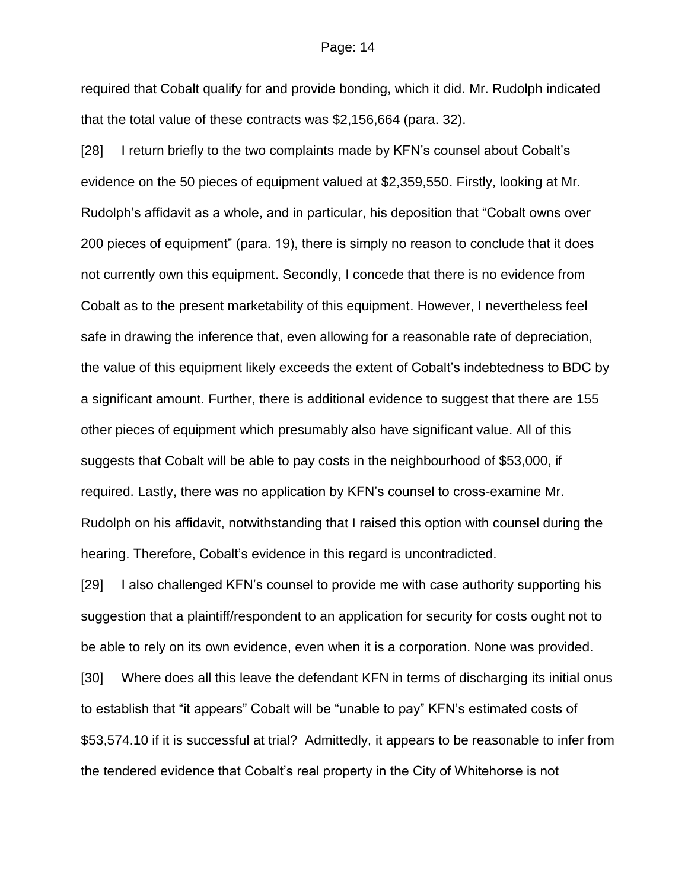required that Cobalt qualify for and provide bonding, which it did. Mr. Rudolph indicated that the total value of these contracts was $2,156,664 (para. 32).

[28] I return briefly to the two complaints made by KFN's counsel about Cobalt's evidence on the 50 pieces of equipment valued at $2,359,550. Firstly, looking at Mr. Rudolph's affidavit as a whole, and in particular, his deposition that "Cobalt owns over 200 pieces of equipment" (para. 19), there is simply no reason to conclude that it does not currently own this equipment. Secondly, I concede that there is no evidence from Cobalt as to the present marketability of this equipment. However, I nevertheless feel safe in drawing the inference that, even allowing for a reasonable rate of depreciation, the value of this equipment likely exceeds the extent of Cobalt's indebtedness to BDC by a significant amount. Further, there is additional evidence to suggest that there are 155 other pieces of equipment which presumably also have significant value. All of this suggests that Cobalt will be able to pay costs in the neighbourhood of $53,000, if required. Lastly, there was no application by KFN's counsel to cross-examine Mr. Rudolph on his affidavit, notwithstanding that I raised this option with counsel during the hearing. Therefore, Cobalt's evidence in this regard is uncontradicted.

[29] I also challenged KFN's counsel to provide me with case authority supporting his suggestion that a plaintiff/respondent to an application for security for costs ought not to be able to rely on its own evidence, even when it is a corporation. None was provided.

[30] Where does all this leave the defendant KFN in terms of discharging its initial onus to establish that "it appears" Cobalt will be "unable to pay" KFN's estimated costs of $53,574.10 if it is successful at trial? Admittedly, it appears to be reasonable to infer from the tendered evidence that Cobalt's real property in the City of Whitehorse is not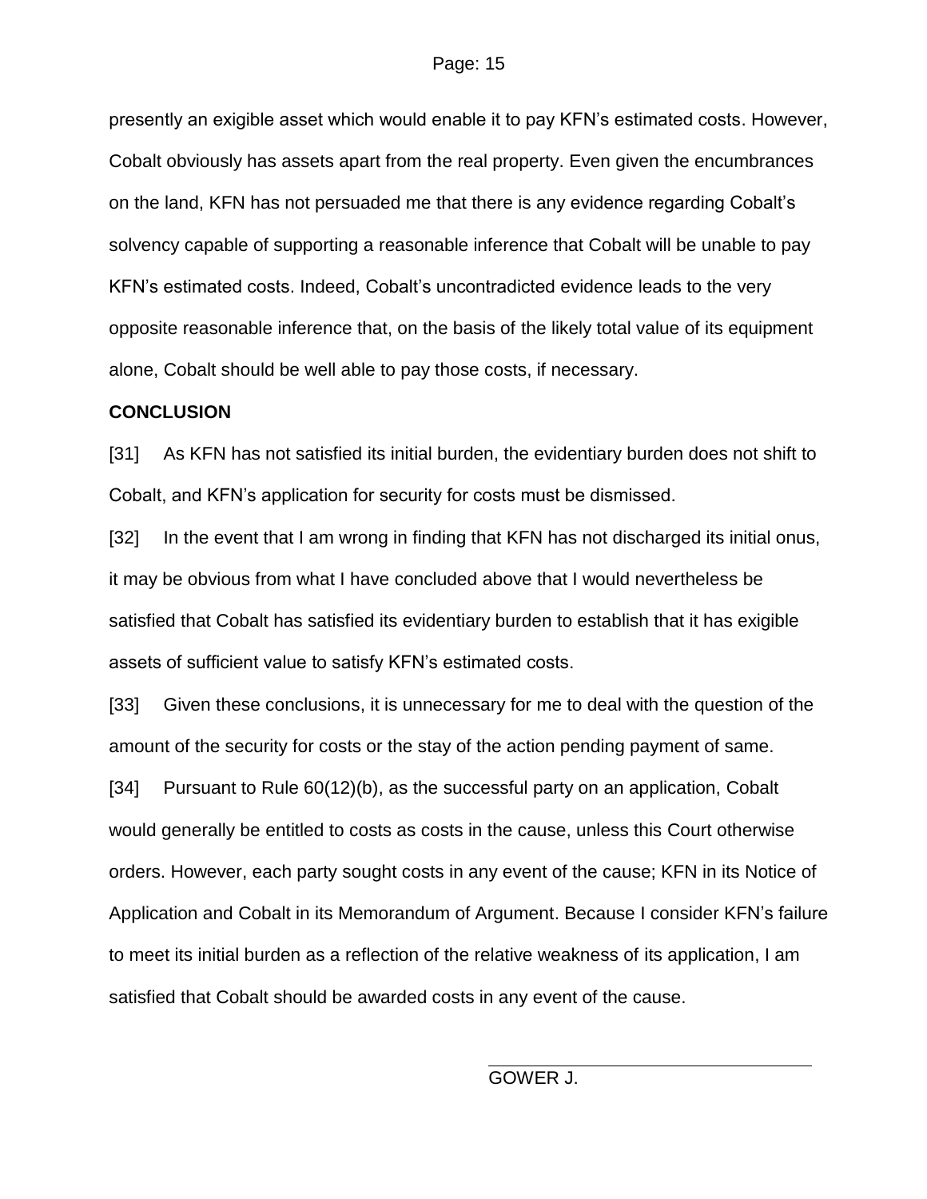presently an exigible asset which would enable it to pay KFN's estimated costs. However, Cobalt obviously has assets apart from the real property. Even given the encumbrances on the land, KFN has not persuaded me that there is any evidence regarding Cobalt's solvency capable of supporting a reasonable inference that Cobalt will be unable to pay KFN's estimated costs. Indeed, Cobalt's uncontradicted evidence leads to the very opposite reasonable inference that, on the basis of the likely total value of its equipment alone, Cobalt should be well able to pay those costs, if necessary.

**CONCLUSION**

[31] As KFN has not satisfied its initial burden, the evidentiary burden does not shift to Cobalt, and KFN's application for security for costs must be dismissed.

[32] In the event that I am wrong in finding that KFN has not discharged its initial onus, it may be obvious from what I have concluded above that I would nevertheless be satisfied that Cobalt has satisfied its evidentiary burden to establish that it has exigible assets of sufficient value to satisfy KFN's estimated costs.

[33] Given these conclusions, it is unnecessary for me to deal with the question of the amount of the security for costs or the stay of the action pending payment of same.

[34] Pursuant to Rule 60(12)(b), as the successful party on an application, Cobalt would generally be entitled to costs as costs in the cause, unless this Court otherwise orders. However, each party sought costs in any event of the cause; KFN in its Notice of Application and Cobalt in its Memorandum of Argument. Because I consider KFN's failure to meet its initial burden as a reflection of the relative weakness of its application, I am satisfied that Cobalt should be awarded costs in any event of the cause.

GOWER J.